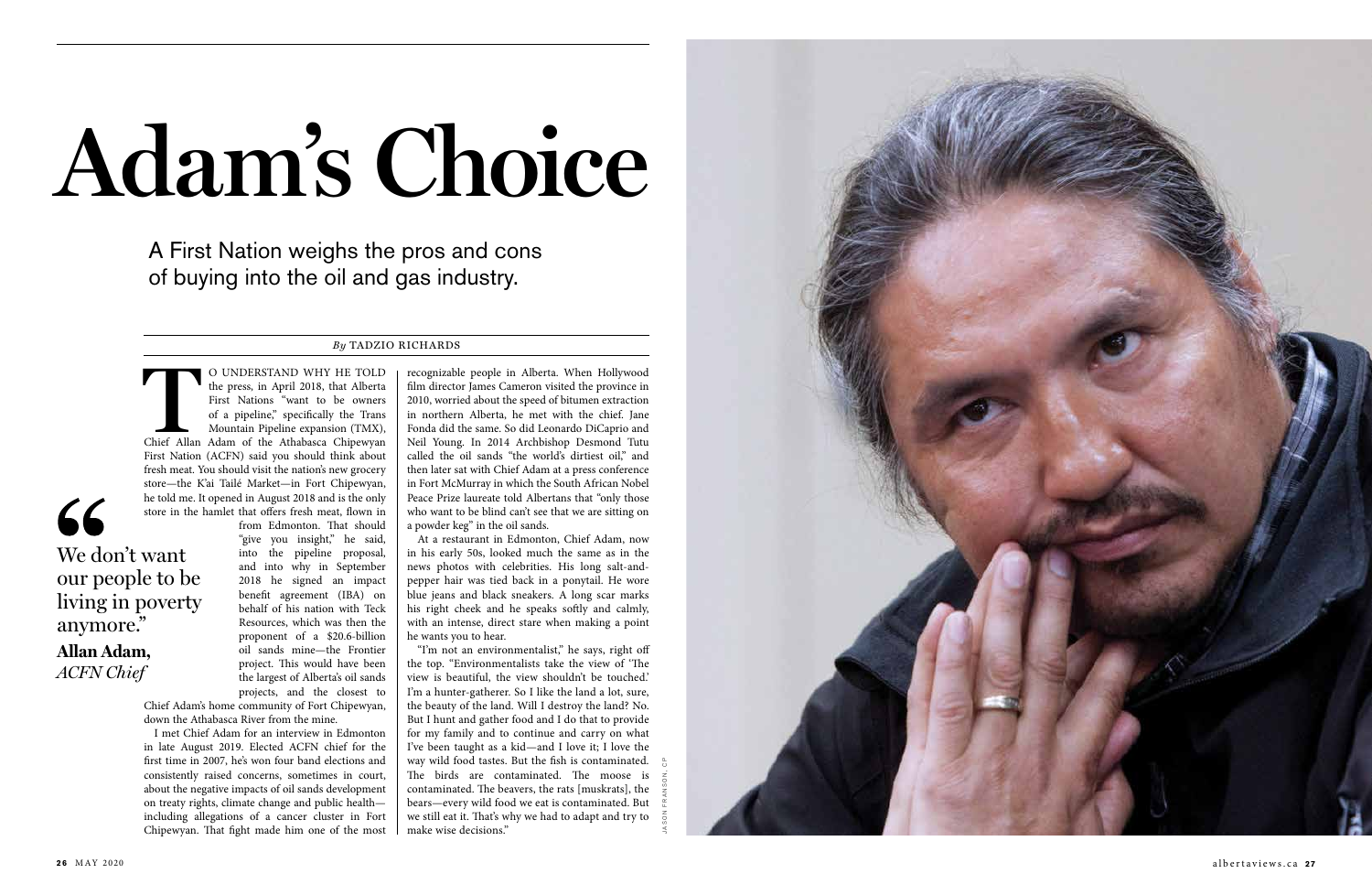# Adam's Choice

A First Nation weighs the pros and cons of buying into the oil and gas industry.

*By* TADZIO RICHARDS

To understand why he told the press, in April 2018, that Alberta First Nations "want to be owners of a pipeline," specifically the Trans Mountain Pipeline expansion (TMX), Chief Allan Adam of the Athabasca Chipewyan First Nation (ACFN) said you should think about fresh meat. You should visit the nation's new grocery store—the K'ai Tailé Market—in Fort Chipewyan, he told me. It opened in August 2018 and is the only store in the hamlet that offers fresh meat, flown in from Edmonton. That should "give you insight," he said, into the pipeline proposal, and into why in September 2018 he signed an impact benefit agreement (IBA) on behalf of his nation with Teck Resources, which was then the proponent of a $20.6-billion oil sands mine—the Frontier project. This would have been the largest of Alberta's oil sands projects, and the closest to Chief Adam's home community of Fort Chipewyan, down the Athabasca River from the mine.

> "We don't want our people to be living in poverty anymore."
>
> **Allan Adam,** *ACFN Chief*

I met Chief Adam for an interview in Edmonton in late August 2019. Elected ACFN chief for the first time in 2007, he's won four band elections and consistently raised concerns, sometimes in court, about the negative impacts of oil sands development on treaty rights, climate change and public health—including allegations of a cancer cluster in Fort Chipewyan. That fight made him one of the most recognizable people in Alberta. When Hollywood film director James Cameron visited the province in 2010, worried about the speed of bitumen extraction in northern Alberta, he met with the chief. Jane Fonda did the same. So did Leonardo DiCaprio and Neil Young. In 2014 Archbishop Desmond Tutu called the oil sands "the world's dirtiest oil," and then later sat with Chief Adam at a press conference in Fort McMurray in which the South African Nobel Peace Prize laureate told Albertans that "only those who want to be blind can't see that we are sitting on a powder keg" in the oil sands.

At a restaurant in Edmonton, Chief Adam, now in his early 50s, looked much the same as in the news photos with celebrities. His long salt-and-pepper hair was tied back in a ponytail. He wore blue jeans and black sneakers. A long scar marks his right cheek and he speaks softly and calmly, with an intense, direct stare when making a point he wants you to hear.

"I'm not an environmentalist," he says, right off the top. "Environmentalists take the view of 'The view is beautiful, the view shouldn't be touched.' I'm a hunter-gatherer. So I like the land a lot, sure, the beauty of the land. Will I destroy the land? No. But I hunt and gather food and I do that to provide for my family and to continue and carry on what I've been taught as a kid—and I love it; I love the way wild food tastes. But the fish is contaminated. The birds are contaminated. The moose is contaminated. The beavers, the rats [muskrats], the bears—every wild food we eat is contaminated. But we still eat it. That's why we had to adapt and try to make wise decisions."

JASON FRANSON, CP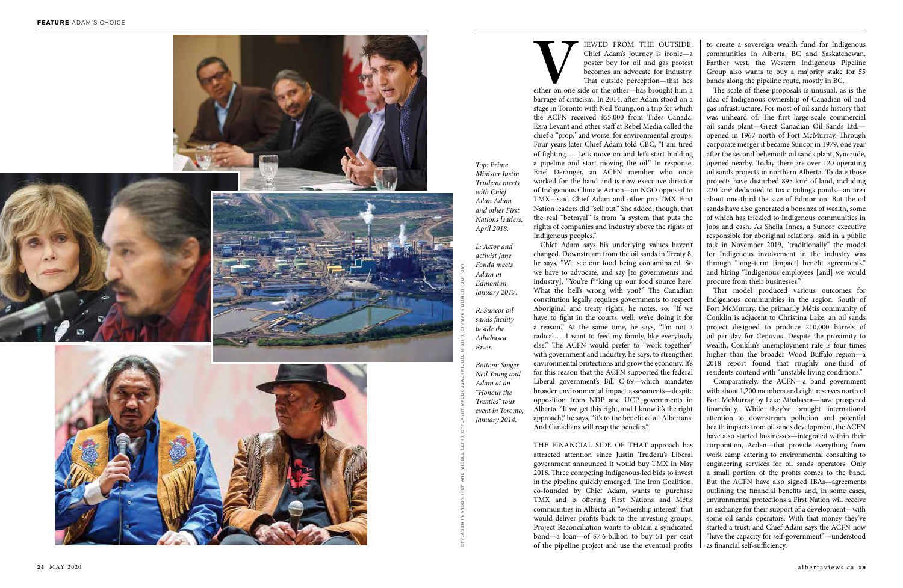*Top: Prime Minister Justin Trudeau meets with Chief Allan Adam and other First Nations leaders, April 2018.*

*L: Actor and activist Jane Fonda meets Adam in Edmonton, January 2017.*

*R: Suncor oil sands facility beside the Athabasca River.*

*Bottom: Singer Neil Young and Adam at an "Honour the Treaties" tour event in Toronto, January 2014.*

CP/JASON FRANSON (TOP AND MIDDLE LEFT); CP/LARRY MACDOUGAL (MIDDLE RIGHT); CP/MARK BLINCH (BOTTOM)

VIEWED FROM THE OUTSIDE, Chief Adam's journey is ironic—a poster boy for oil and gas protest becomes an advocate for industry. That outside perception—that he's either on one side or the other—has brought him a barrage of criticism. In 2014, after Adam stood on a stage in Toronto with Neil Young, on a trip for which the ACFN received $55,000 from Tides Canada, Ezra Levant and other staff at Rebel Media called the chief a "prop," and worse, for environmental groups. Four years later Chief Adam told CBC, "I am tired of fighting…. Let's move on and let's start building a pipeline and start moving the oil." In response, Eriel Deranger, an ACFN member who once worked for the band and is now executive director of Indigenous Climate Action—an NGO opposed to TMX—said Chief Adam and other pro-TMX First Nation leaders did "sell out." She added, though, that the real "betrayal" is from "a system that puts the rights of companies and industry above the rights of Indigenous peoples."

Chief Adam says his underlying values haven't changed. Downstream from the oil sands in Treaty 8, he says, "We see our food being contaminated. So we have to advocate, and say [to governments and industry], "You're f**king up our food source here. What the hell's wrong with you?" The Canadian constitution legally requires governments to respect Aboriginal and treaty rights, he notes, so: "If we have to fight in the courts, well, we're doing it for a reason." At the same time, he says, "I'm not a radical…. I want to feed my family, like everybody else." The ACFN would prefer to "work together" with government and industry, he says, to strengthen environmental protections and grow the economy. It's for this reason that the ACFN supported the federal Liberal government's Bill C-69—which mandates broader environmental impact assessments—despite opposition from NDP and UCP governments in Alberta. "If we get this right, and I know it's the right approach," he says, "it's to the benefit of all Albertans. And Canadians will reap the benefits."

THE FINANCIAL SIDE OF THAT approach has attracted attention since Justin Trudeau's Liberal government announced it would buy TMX in May 2018. Three competing Indigenous-led bids to invest in the pipeline quickly emerged. The Iron Coalition, co-founded by Chief Adam, wants to purchase TMX and is offering First Nations and Métis communities in Alberta an "ownership interest" that would deliver profits back to the investing groups. Project Reconciliation wants to obtain a syndicated bond—a loan—of $7.6-billion to buy 51 per cent of the pipeline project and use the eventual profits to create a sovereign wealth fund for Indigenous communities in Alberta, BC and Saskatchewan. Farther west, the Western Indigenous Pipeline Group also wants to buy a majority stake for 55 bands along the pipeline route, mostly in BC.

The scale of these proposals is unusual, as is the idea of Indigenous ownership of Canadian oil and gas infrastructure. For most of oil sands history that was unheard of. The first large-scale commercial oil sands plant—Great Canadian Oil Sands Ltd.—opened in 1967 north of Fort McMurray. Through corporate merger it became Suncor in 1979, one year after the second behemoth oil sands plant, Syncrude, opened nearby. Today there are over 120 operating oil sands projects in northern Alberta. To date those projects have disturbed 895 km$^2$ of land, including 220 km$^2$ dedicated to toxic tailings ponds—an area about one-third the size of Edmonton. But the oil sands have also generated a bonanza of wealth, some of which has trickled to Indigenous communities in jobs and cash. As Sheila Innes, a Suncor executive responsible for aboriginal relations, said in a public talk in November 2019, "traditionally" the model for Indigenous involvement in the industry was through "long-term [impact] benefit agreements," and hiring "Indigenous employees [and] we would procure from their businesses."

That model produced various outcomes for Indigenous communities in the region. South of Fort McMurray, the primarily Métis community of Conklin is adjacent to Christina Lake, an oil sands project designed to produce 210,000 barrels of oil per day for Cenovus. Despite the proximity to wealth, Conklin's unemployment rate is four times higher than the broader Wood Buffalo region—a 2018 report found that roughly one-third of residents contend with "unstable living conditions."

Comparatively, the ACFN—a band government with about 1,200 members and eight reserves north of Fort McMurray by Lake Athabasca—have prospered financially. While they've brought international attention to downstream pollution and potential health impacts from oil sands development, the ACFN have also started businesses—integrated within their corporation, Acden—that provide everything from work camp catering to environmental consulting to engineering services for oil sands operators. Only a small portion of the profits comes to the band. But the ACFN have also signed IBAs—agreements outlining the financial benefits and, in some cases, environmental protections a First Nation will receive in exchange for their support of a development—with some oil sands operators. With that money they've started a trust, and Chief Adam says the ACFN now "have the capacity for self-government"—understood as financial self-sufficiency.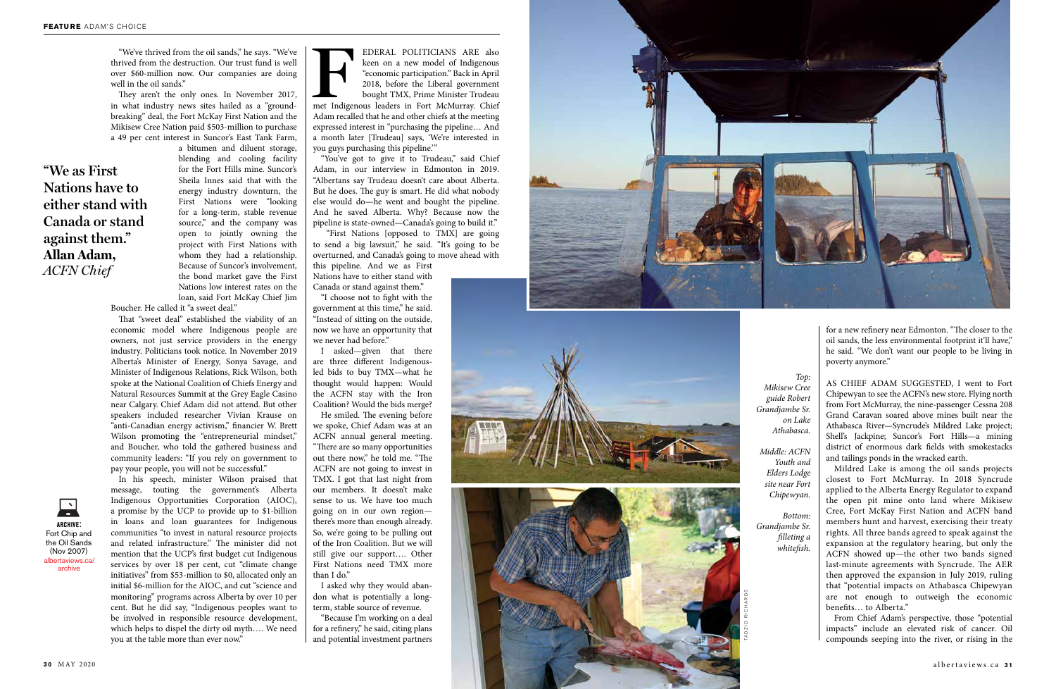"We've thrived from the oil sands," he says. "We've thrived from the destruction. Our trust fund is well over $60-million now. Our companies are doing well in the oil sands."

They aren't the only ones. In November 2017, in what industry news sites hailed as a "groundbreaking" deal, the Fort McKay First Nation and the Mikisew Cree Nation paid $503-million to purchase a 49 per cent interest in Suncor's East Tank Farm, a bitumen and diluent storage, blending and cooling facility for the Fort Hills mine. Suncor's Sheila Innes said that with the energy industry downturn, the First Nations were "looking for a long-term, stable revenue source," and the company was open to jointly owning the project with First Nations with whom they had a relationship. Because of Suncor's involvement, the bond market gave the First Nations low interest rates on the loan, said Fort McKay Chief Jim Boucher. He called it "a sweet deal."

> **"We as First Nations have to either stand with Canada or stand against them." Allan Adam,** *ACFN Chief*

That "sweet deal" established the viability of an economic model where Indigenous people are owners, not just service providers in the energy industry. Politicians took notice. In November 2019 Alberta's Minister of Energy, Sonya Savage, and Minister of Indigenous Relations, Rick Wilson, both spoke at the National Coalition of Chiefs Energy and Natural Resources Summit at the Grey Eagle Casino near Calgary. Chief Adam did not attend. But other speakers included researcher Vivian Krause on "anti-Canadian energy activism," financier W. Brett Wilson promoting the "entrepreneurial mindset," and Boucher, who told the gathered business and community leaders: "If you rely on government to pay your people, you will not be successful."

In his speech, minister Wilson praised that message, touting the government's Alberta Indigenous Opportunities Corporation (AIOC), a promise by the UCP to provide up to $1-billion in loans and loan guarantees for Indigenous communities "to invest in natural resource projects and related infrastructure." The minister did not mention that the UCP's first budget cut Indigenous services by over 18 per cent, cut "climate change initiatives" from $53-million to $0, allocated only an initial $6-million for the AIOC, and cut "science and monitoring" programs across Alberta by over 10 per cent. But he did say, "Indigenous peoples want to be involved in responsible resource development, which helps to dispel the dirty oil myth…. We need you at the table more than ever now."

**ARCHIVE:** Fort Chip and the Oil Sands (Nov 2007) albertaviews.ca/archive

FEDERAL POLITICIANS ARE also keen on a new model of Indigenous "economic participation." Back in April 2018, before the Liberal government bought TMX, Prime Minister Trudeau met Indigenous leaders in Fort McMurray. Chief Adam recalled that he and other chiefs at the meeting expressed interest in "purchasing the pipeline… And a month later [Trudeau] says, 'We're interested in you guys purchasing this pipeline.'"

"You've got to give it to Trudeau," said Chief Adam, in our interview in Edmonton in 2019. "Albertans say Trudeau doesn't care about Alberta. But he does. The guy is smart. He did what nobody else would do—he went and bought the pipeline. And he saved Alberta. Why? Because now the pipeline is state-owned—Canada's going to build it."

"First Nations [opposed to TMX] are going to send a big lawsuit," he said. "It's going to be overturned, and Canada's going to move ahead with this pipeline. And we as First Nations have to either stand with Canada or stand against them."

"I choose not to fight with the government at this time," he said. "Instead of sitting on the outside, now we have an opportunity that we never had before."

I asked—given that there are three different Indigenous-led bids to buy TMX—what he thought would happen: Would the ACFN stay with the Iron Coalition? Would the bids merge?

He smiled. The evening before we spoke, Chief Adam was at an ACFN annual general meeting. "There are so many opportunities out there now," he told me. "The ACFN are not going to invest in TMX. I got that last night from our members. It doesn't make sense to us. We have too much going on in our own region—there's more than enough already. So, we're going to be pulling out of the Iron Coalition. But we will still give our support…. Other First Nations need TMX more than I do."

I asked why they would abandon what is potentially a long-term, stable source of revenue.

"Because I'm working on a deal for a refinery," he said, citing plans and potential investment partners for a new refinery near Edmonton. "The closer to the oil sands, the less environmental footprint it'll have," he said. "We don't want our people to be living in poverty anymore."

*Top: Mikisew Cree guide Robert Grandjambe Sr. on Lake Athabasca.*

*Middle: ACFN Youth and Elders Lodge site near Fort Chipewyan.*

*Bottom: Grandjambe Sr. filleting a whitefish.*

TADZIO RICHARDS

AS CHIEF ADAM SUGGESTED, I went to Fort Chipewyan to see the ACFN's new store. Flying north from Fort McMurray, the nine-passenger Cessna 208 Grand Caravan soared above mines built near the Athabasca River—Syncrude's Mildred Lake project; Shell's Jackpine; Suncor's Fort Hills—a mining district of enormous dark fields with smokestacks and tailings ponds in the wracked earth.

Mildred Lake is among the oil sands projects closest to Fort McMurray. In 2018 Syncrude applied to the Alberta Energy Regulator to expand the open pit mine onto land where Mikisew Cree, Fort McKay First Nation and ACFN band members hunt and harvest, exercising their treaty rights. All three bands agreed to speak against the expansion at the regulatory hearing, but only the ACFN showed up—the other two bands signed last-minute agreements with Syncrude. The AER then approved the expansion in July 2019, ruling that "potential impacts on Athabasca Chipewyan are not enough to outweigh the economic benefits… to Alberta."

From Chief Adam's perspective, those "potential impacts" include an elevated risk of cancer. Oil compounds seeping into the river, or rising in the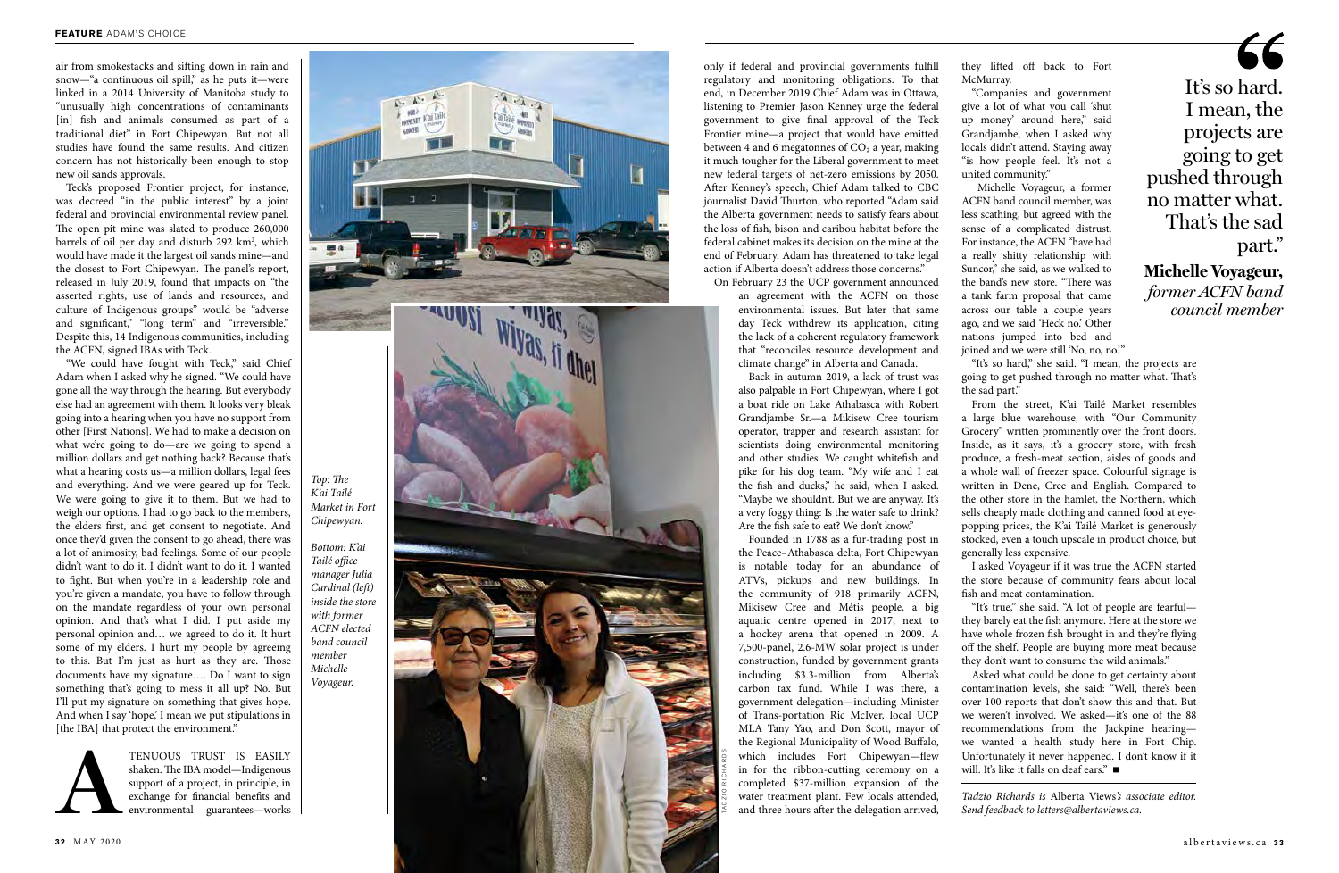air from smokestacks and sifting down in rain and snow—"a continuous oil spill," as he puts it—were linked in a 2014 University of Manitoba study to "unusually high concentrations of contaminants [in] fish and animals consumed as part of a traditional diet" in Fort Chipewyan. But not all studies have found the same results. And citizen concern has not historically been enough to stop new oil sands approvals.

Teck's proposed Frontier project, for instance, was decreed "in the public interest" by a joint federal and provincial environmental review panel. The open pit mine was slated to produce 260,000 barrels of oil per day and disturb 292 km², which would have made it the largest oil sands mine—and the closest to Fort Chipewyan. The panel's report, released in July 2019, found that impacts on "the asserted rights, use of lands and resources, and culture of Indigenous groups" would be "adverse and significant," "long term" and "irreversible." Despite this, 14 Indigenous communities, including the ACFN, signed IBAs with Teck.

"We could have fought with Teck," said Chief Adam when I asked why he signed. "We could have gone all the way through the hearing. But everybody else had an agreement with them. It looks very bleak going into a hearing when you have no support from other [First Nations]. We had to make a decision on what we're going to do—are we going to spend a million dollars and get nothing back? Because that's what a hearing costs us—a million dollars, legal fees and everything. And we were geared up for Teck. We were going to give it to them. But we had to weigh our options. I had to go back to the members, the elders first, and get consent to negotiate. And once they'd given the consent to go ahead, there was a lot of animosity, bad feelings. Some of our people didn't want to do it. I didn't want to do it. I wanted to fight. But when you're in a leadership role and you're given a mandate, you have to follow through on the mandate regardless of your own personal opinion. And that's what I did. I put aside my personal opinion and… we agreed to do it. It hurt some of my elders. I hurt my people by agreeing to this. But I'm just as hurt as they are. Those documents have my signature…. Do I want to sign something that's going to mess it all up? No. But I'll put my signature on something that gives hope. And when I say 'hope,' I mean we put stipulations in [the IBA] that protect the environment."

A TENUOUS TRUST IS EASILY shaken. The IBA model—Indigenous support of a project, in principle, in exchange for financial benefits and environmental guarantees—works only if federal and provincial governments fulfill regulatory and monitoring obligations. To that end, in December 2019 Chief Adam was in Ottawa, listening to Premier Jason Kenney urge the federal government to give final approval of the Teck Frontier mine—a project that would have emitted between 4 and 6 megatonnes of $CO_2$ a year, making it much tougher for the Liberal government to meet new federal targets of net-zero emissions by 2050. After Kenney's speech, Chief Adam talked to CBC journalist David Thurton, who reported "Adam said the Alberta government needs to satisfy fears about the loss of fish, bison and caribou habitat before the federal cabinet makes its decision on the mine at the end of February. Adam has threatened to take legal action if Alberta doesn't address those concerns."

On February 23 the UCP government announced an agreement with the ACFN on those environmental issues. But later that same day Teck withdrew its application, citing the lack of a coherent regulatory framework that "reconciles resource development and climate change" in Alberta and Canada.

Back in autumn 2019, a lack of trust was also palpable in Fort Chipewyan, where I got a boat ride on Lake Athabasca with Robert Grandjambe Sr.—a Mikisew Cree tourism operator, trapper and research assistant for scientists doing environmental monitoring and other studies. We caught whitefish and pike for his dog team. "My wife and I eat the fish and ducks," he said, when I asked. "Maybe we shouldn't. But we are anyway. It's a very foggy thing: Is the water safe to drink? Are the fish safe to eat? We don't know."

Founded in 1788 as a fur-trading post in the Peace–Athabasca delta, Fort Chipewyan is notable today for an abundance of ATVs, pickups and new buildings. In the community of 918 primarily ACFN, Mikisew Cree and Métis people, a big aquatic centre opened in 2017, next to a hockey arena that opened in 2009. A 7,500-panel, 2.6-MW solar project is under construction, funded by government grants including \$3.3-million from Alberta's carbon tax fund. While I was there, a government delegation—including Minister of Trans-portation Ric McIver, local UCP MLA Tany Yao, and Don Scott, mayor of the Regional Municipality of Wood Buffalo, which includes Fort Chipewyan—flew in for the ribbon-cutting ceremony on a completed \$37-million expansion of the water treatment plant. Few locals attended, and three hours after the delegation arrived, they lifted off back to Fort McMurray.

"Companies and government give a lot of what you call 'shut up money' around here," said Grandjambe, when I asked why locals didn't attend. Staying away "is how people feel. It's not a united community."

Michelle Voyageur, a former ACFN band council member, was less scathing, but agreed with the sense of a complicated distrust. For instance, the ACFN "have had a really shitty relationship with Suncor," she said, as we walked to the band's new store. "There was a tank farm proposal that came across our table a couple years ago, and we said 'Heck no.' Other nations jumped into bed and joined and we were still 'No, no, no.'"

"It's so hard," she said. "I mean, the projects are going to get pushed through no matter what. That's the sad part."

> "It's so hard. I mean, the projects are going to get pushed through no matter what. That's the sad part."
>
> **Michelle Voyageur,** *former ACFN band council member*

From the street, K'ai Tailé Market resembles a large blue warehouse, with "Our Community Grocery" written prominently over the front doors. Inside, as it says, it's a grocery store, with fresh produce, a fresh-meat section, aisles of goods and a whole wall of freezer space. Colourful signage is written in Dene, Cree and English. Compared to the other store in the hamlet, the Northern, which sells cheaply made clothing and canned food at eye-popping prices, the K'ai Tailé Market is generously stocked, even a touch upscale in product choice, but generally less expensive.

I asked Voyageur if it was true the ACFN started the store because of community fears about local fish and meat contamination.

"It's true," she said. "A lot of people are fearful—they barely eat the fish anymore. Here at the store we have whole frozen fish brought in and they're flying off the shelf. People are buying more meat because they don't want to consume the wild animals."

Asked what could be done to get certainty about contamination levels, she said: "Well, there's been over 100 reports that don't show this and that. But we weren't involved. We asked—it's one of the 88 recommendations from the Jackpine hearing—we wanted a health study here in Fort Chip. Unfortunately it never happened. I don't know if it will. It's like it falls on deaf ears." ■

*Top: The K'ai Tailé Market in Fort Chipewyan.*

*Bottom: K'ai Tailé office manager Julia Cardinal (left) inside the store with former ACFN elected band council member Michelle Voyageur.*

TADZIO RICHARDS

*Tadzio Richards is* Alberta Views*'s associate editor. Send feedback to letters@albertaviews.ca.*